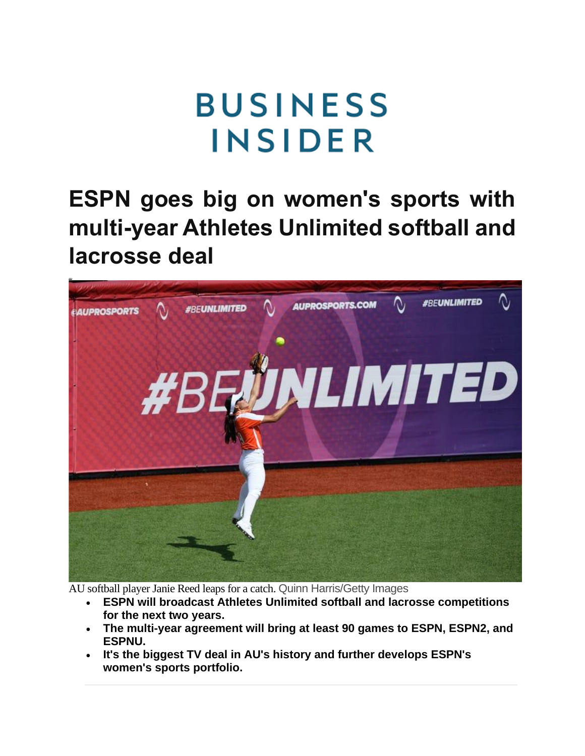BUSINESS INSIDER

# ESPN goes big on women's sports with multi-year Athletes Unlimited softball and lacrosse deal

AU softball player Janie Reed leaps for a catch. Quinn Harris/Getty Images

- **ESPN will broadcast Athletes Unlimited softball and lacrosse competitions for the next two years.**
- **The multi-year agreement will bring at least 90 games to ESPN, ESPN2, and ESPNU.**
- **It's the biggest TV deal in AU's history and further develops ESPN's women's sports portfolio.**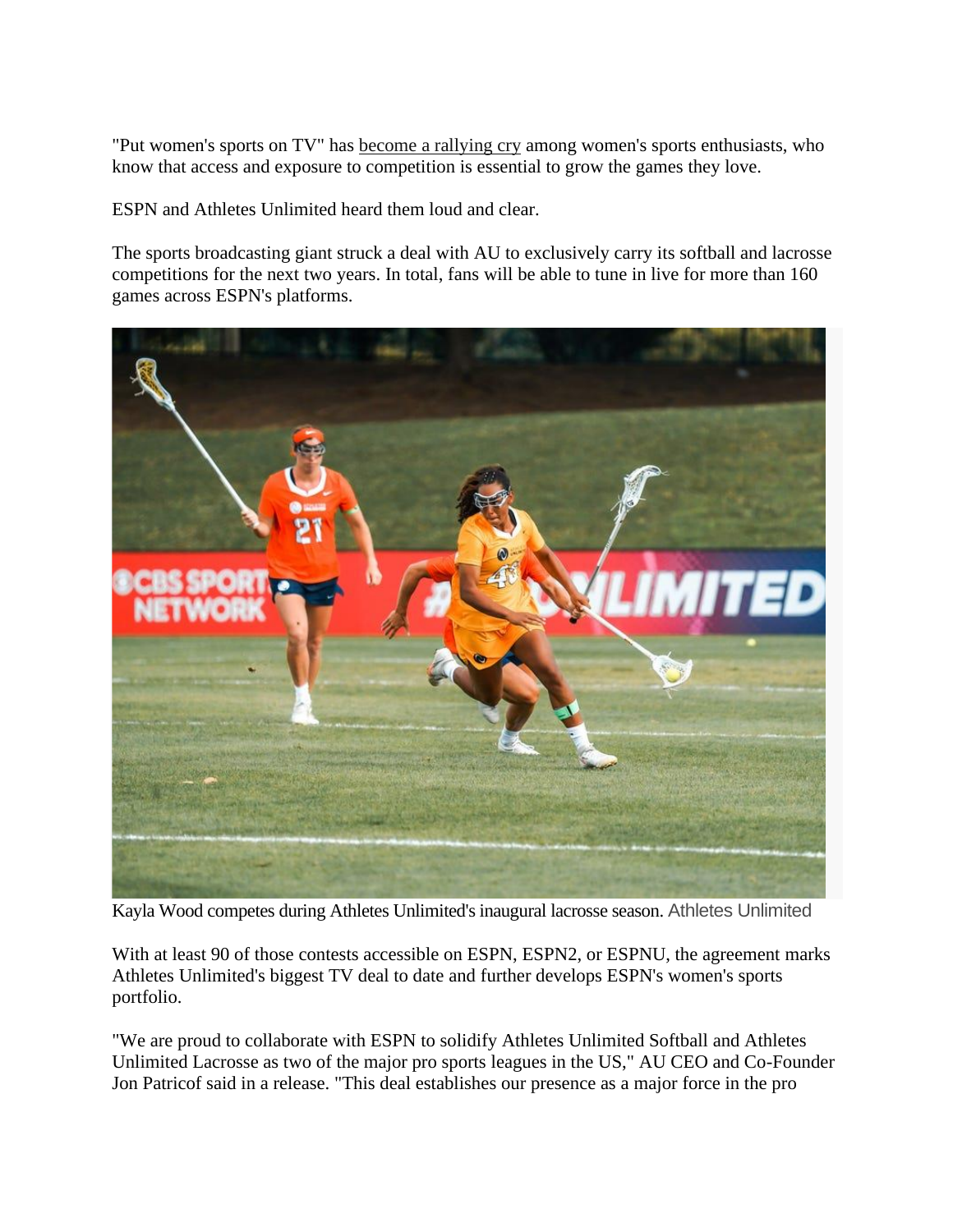"Put women's sports on TV" has become a rallying cry among women's sports enthusiasts, who know that access and exposure to competition is essential to grow the games they love.

ESPN and Athletes Unlimited heard them loud and clear.

The sports broadcasting giant struck a deal with AU to exclusively carry its softball and lacrosse competitions for the next two years. In total, fans will be able to tune in live for more than 160 games across ESPN's platforms.

Kayla Wood competes during Athletes Unlimited's inaugural lacrosse season. Athletes Unlimited

With at least 90 of those contests accessible on ESPN, ESPN2, or ESPNU, the agreement marks Athletes Unlimited's biggest TV deal to date and further develops ESPN's women's sports portfolio.

"We are proud to collaborate with ESPN to solidify Athletes Unlimited Softball and Athletes Unlimited Lacrosse as two of the major pro sports leagues in the US," AU CEO and Co-Founder Jon Patricof said in a release. "This deal establishes our presence as a major force in the pro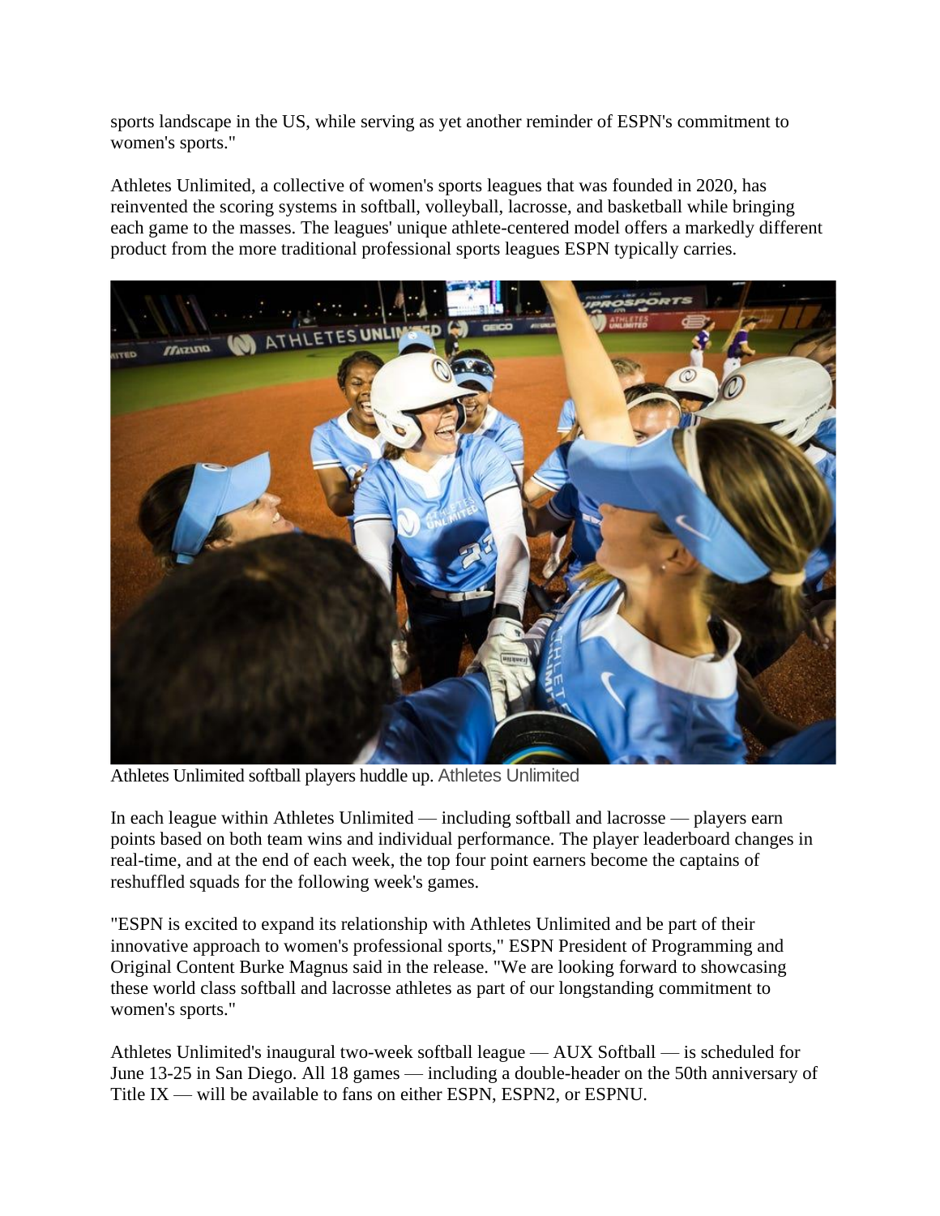sports landscape in the US, while serving as yet another reminder of ESPN's commitment to women's sports."

Athletes Unlimited, a collective of women's sports leagues that was founded in 2020, has reinvented the scoring systems in softball, volleyball, lacrosse, and basketball while bringing each game to the masses. The leagues' unique athlete-centered model offers a markedly different product from the more traditional professional sports leagues ESPN typically carries.

Athletes Unlimited softball players huddle up. Athletes Unlimited

In each league within Athletes Unlimited — including softball and lacrosse — players earn points based on both team wins and individual performance. The player leaderboard changes in real-time, and at the end of each week, the top four point earners become the captains of reshuffled squads for the following week's games.

"ESPN is excited to expand its relationship with Athletes Unlimited and be part of their innovative approach to women's professional sports," ESPN President of Programming and Original Content Burke Magnus said in the release. "We are looking forward to showcasing these world class softball and lacrosse athletes as part of our longstanding commitment to women's sports."

Athletes Unlimited's inaugural two-week softball league — AUX Softball — is scheduled for June 13-25 in San Diego. All 18 games — including a double-header on the 50th anniversary of Title IX — will be available to fans on either ESPN, ESPN2, or ESPNU.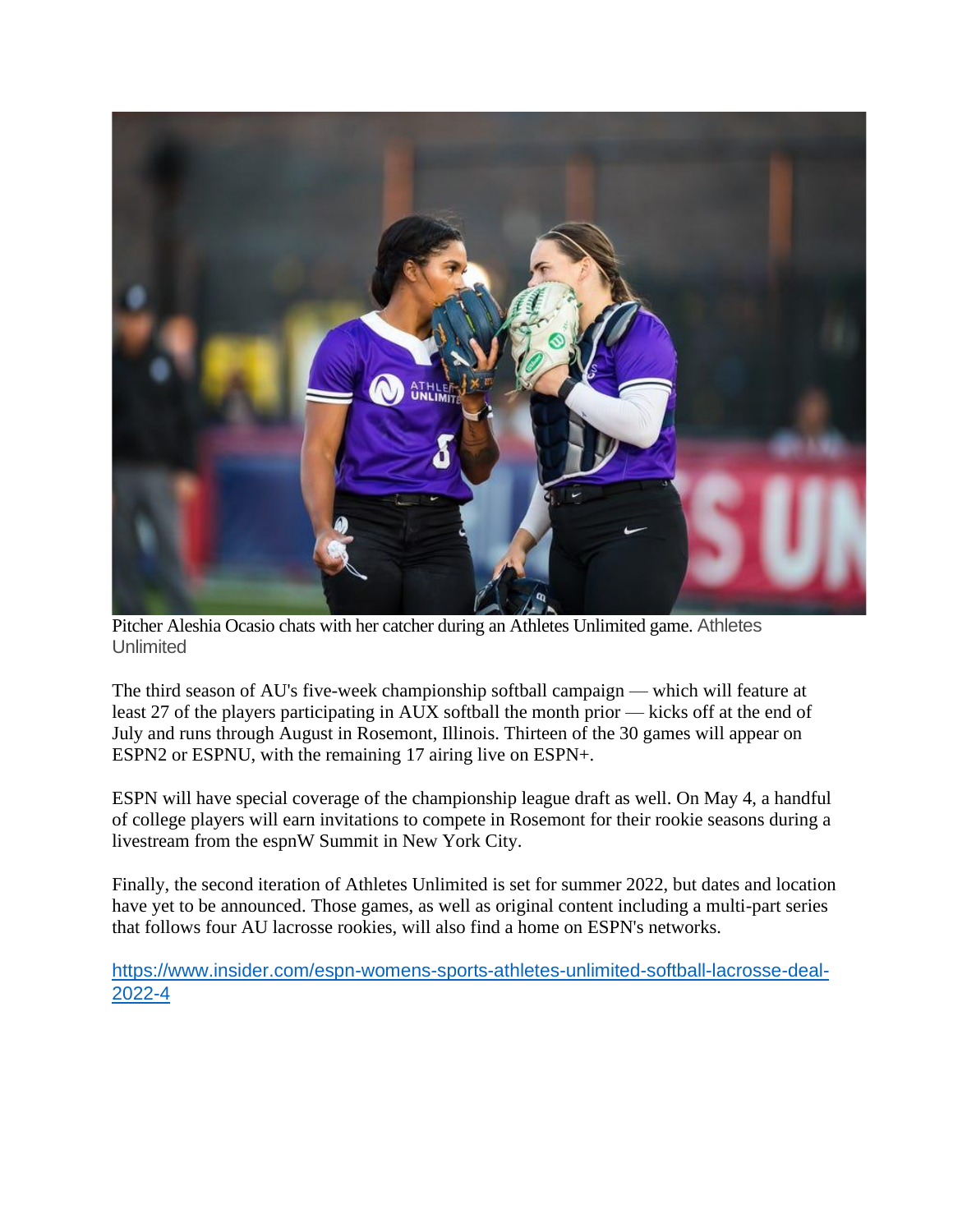Pitcher Aleshia Ocasio chats with her catcher during an Athletes Unlimited game. Athletes Unlimited

The third season of AU's five-week championship softball campaign — which will feature at least 27 of the players participating in AUX softball the month prior — kicks off at the end of July and runs through August in Rosemont, Illinois. Thirteen of the 30 games will appear on ESPN2 or ESPNU, with the remaining 17 airing live on ESPN+.

ESPN will have special coverage of the championship league draft as well. On May 4, a handful of college players will earn invitations to compete in Rosemont for their rookie seasons during a livestream from the espnW Summit in New York City.

Finally, the second iteration of Athletes Unlimited is set for summer 2022, but dates and location have yet to be announced. Those games, as well as original content including a multi-part series that follows four AU lacrosse rookies, will also find a home on ESPN's networks.

https://www.insider.com/espn-womens-sports-athletes-unlimited-softball-lacrosse-deal-2022-4